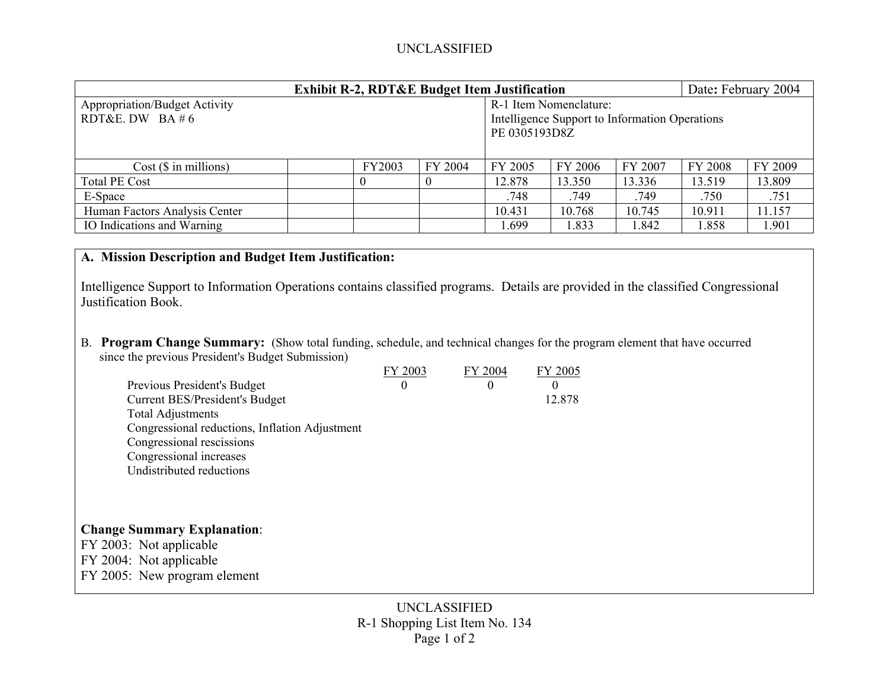UNCLASSIFIED

| Exhibit R-2, RDT&E Budget Item Justification | | | | | | | | Date: February 2004 |
|---|---|---|---|---|---|---|---|---|
| Appropriation/Budget Activity<br>RDT&E. DW BA # 6 | | | | R-1 Item Nomenclature:<br>Intelligence Support to Information Operations<br>PE 0305193D8Z | | | | |
| Cost ($ in millions) | | FY2003 | FY 2004 | FY 2005 | FY 2006 | FY 2007 | FY 2008 | FY 2009 |
| Total PE Cost | | 0 | 0 | 12.878 | 13.350 | 13.336 | 13.519 | 13.809 |
| E-Space | | | | .748 | .749 | .749 | .750 | .751 |
| Human Factors Analysis Center | | | | 10.431 | 10.768 | 10.745 | 10.911 | 11.157 |
| IO Indications and Warning | | | | 1.699 | 1.833 | 1.842 | 1.858 | 1.901 |

**A. Mission Description and Budget Item Justification:**

Intelligence Support to Information Operations contains classified programs. Details are provided in the classified Congressional Justification Book.

B. **Program Change Summary:** (Show total funding, schedule, and technical changes for the program element that have occurred since the previous President's Budget Submission)

| | FY 2003 | FY 2004 | FY 2005 |
|---|---|---|---|
| Previous President's Budget | 0 | 0 | 0 |
| Current BES/President's Budget | | | 12.878 |
| Total Adjustments | | | |
| Congressional reductions, Inflation Adjustment | | | |
| Congressional rescissions | | | |
| Congressional increases | | | |
| Undistributed reductions | | | |

**Change Summary Explanation**:
FY 2003: Not applicable
FY 2004: Not applicable
FY 2005: New program element

UNCLASSIFIED
R-1 Shopping List Item No. 134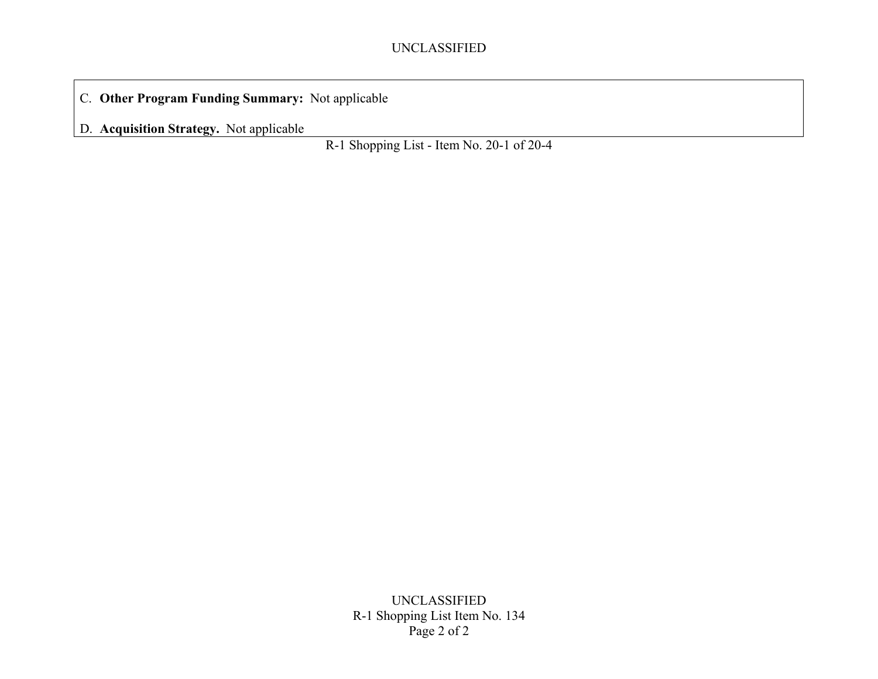C. **Other Program Funding Summary:** Not applicable

D. **Acquisition Strategy.** Not applicable

R-1 Shopping List - Item No. 20-1 of 20-4